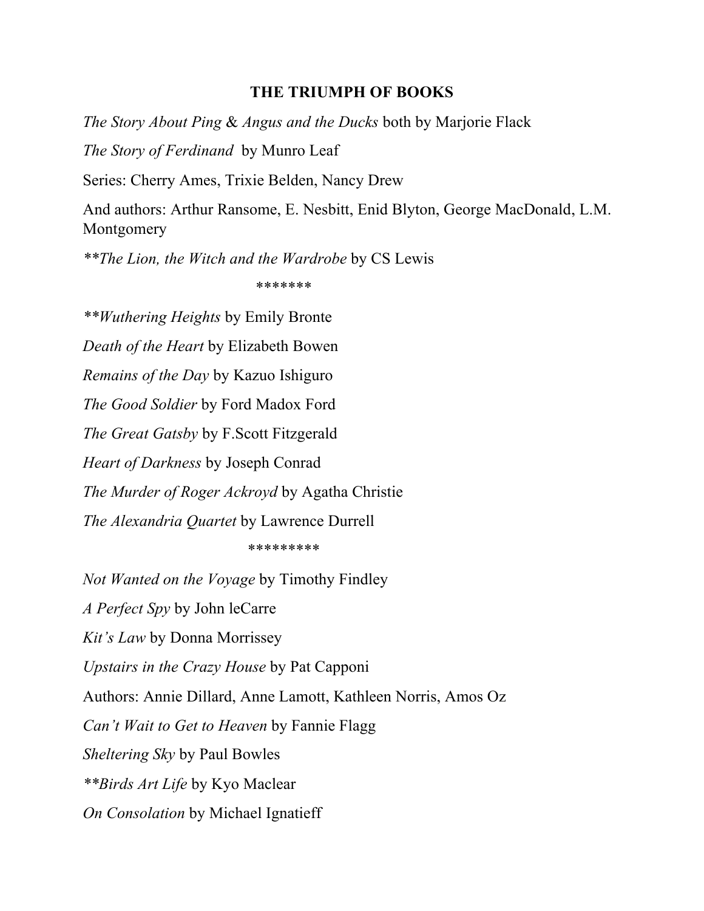**THE TRIUMPH OF BOOKS**

*The Story About Ping* & *Angus and the Ducks* both by Marjorie Flack

*The Story of Ferdinand* by Munro Leaf

Series: Cherry Ames, Trixie Belden, Nancy Drew

And authors: Arthur Ransome, E. Nesbitt, Enid Blyton, George MacDonald, L.M. Montgomery

*\*\*The Lion, the Witch and the Wardrobe* by CS Lewis

\*\*\*\*\*\*\*

*\*\*Wuthering Heights* by Emily Bronte

*Death of the Heart* by Elizabeth Bowen

*Remains of the Day* by Kazuo Ishiguro

*The Good Soldier* by Ford Madox Ford

*The Great Gatsby* by F.Scott Fitzgerald

*Heart of Darkness* by Joseph Conrad

*The Murder of Roger Ackroyd* by Agatha Christie

*The Alexandria Quartet* by Lawrence Durrell

\*\*\*\*\*\*\*\*

*Not Wanted on the Voyage* by Timothy Findley

*A Perfect Spy* by John leCarre

*Kit's Law* by Donna Morrissey

*Upstairs in the Crazy House* by Pat Capponi

Authors: Annie Dillard, Anne Lamott, Kathleen Norris, Amos Oz

*Can't Wait to Get to Heaven* by Fannie Flagg

*Sheltering Sky* by Paul Bowles

*\*\*Birds Art Life* by Kyo Maclear

*On Consolation* by Michael Ignatieff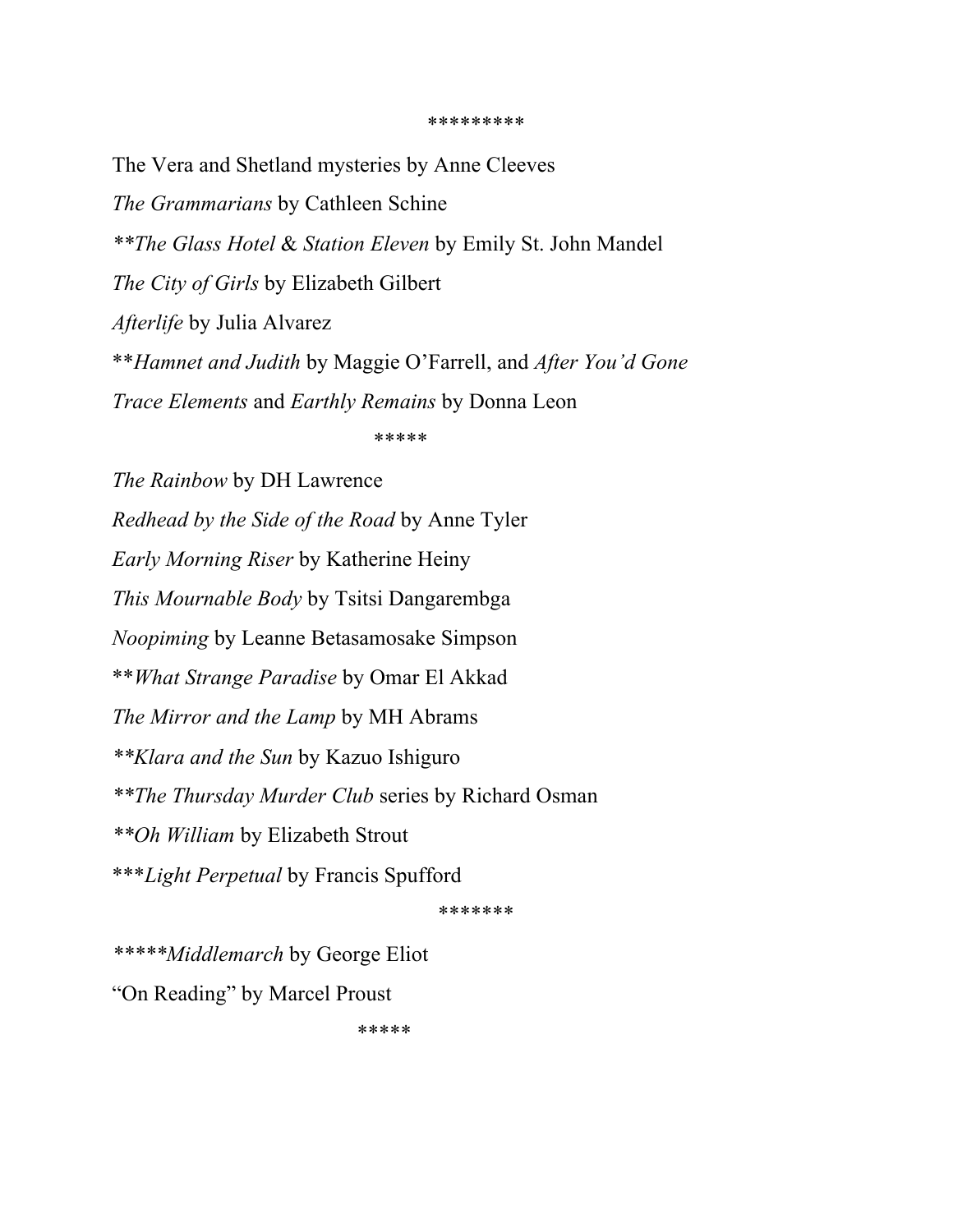*********

The Vera and Shetland mysteries by Anne Cleeves

_The Grammarians_ by Cathleen Schine

**_The Glass Hotel_ & _Station Eleven_ by Emily St. John Mandel

_The City of Girls_ by Elizabeth Gilbert

_Afterlife_ by Julia Alvarez

**_Hamnet and Judith_ by Maggie O'Farrell, and _After You'd Gone_

_Trace Elements_ and _Earthly Remains_ by Donna Leon

*****

_The Rainbow_ by DH Lawrence

_Redhead by the Side of the Road_ by Anne Tyler

_Early Morning Riser_ by Katherine Heiny

_This Mournable Body_ by Tsitsi Dangarembga

_Noopiming_ by Leanne Betasamosake Simpson

**_What Strange Paradise_ by Omar El Akkad

_The Mirror and the Lamp_ by MH Abrams

**_Klara and the Sun_ by Kazuo Ishiguro

**_The Thursday Murder Club_ series by Richard Osman

**_Oh William_ by Elizabeth Strout

***_Light Perpetual_ by Francis Spufford

*******

*****_Middlemarch_ by George Eliot

"On Reading" by Marcel Proust

*****